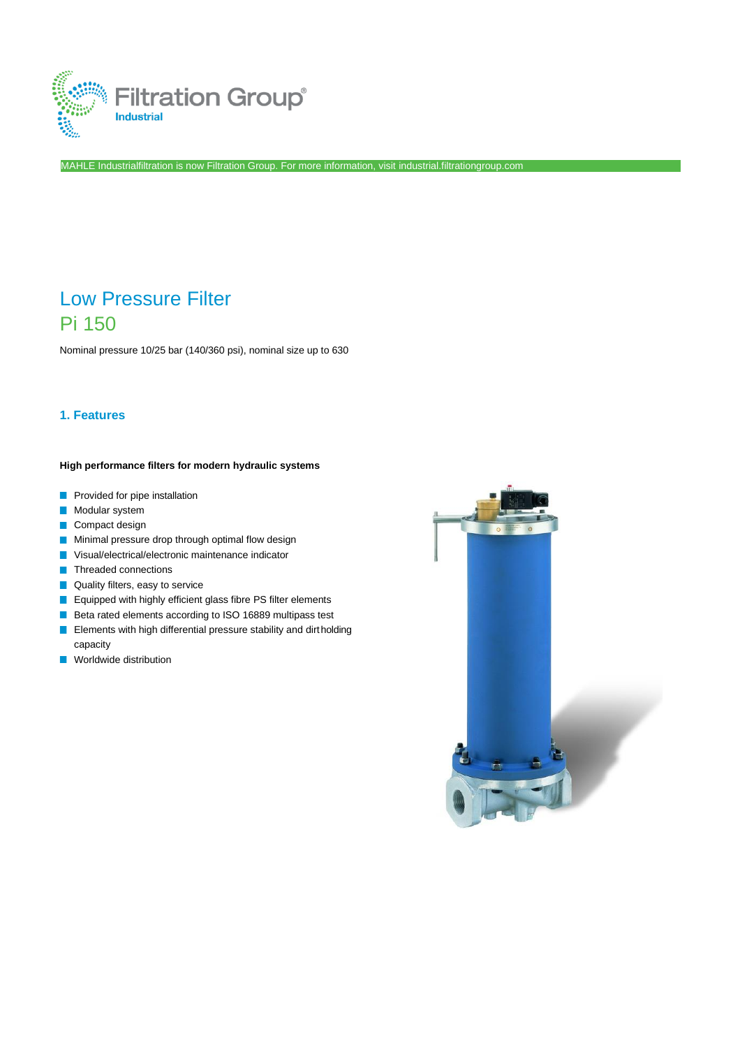MAHLE Industrialfiltration is now Filtration Group. For more information, visit industrial.filtrationgroup.com

# Low Pressure Filter
# Pi 150

Nominal pressure 10/25 bar (140/360 psi), nominal size up to 630

## 1. Features

**High performance filters for modern hydraulic systems**

- Provided for pipe installation
- Modular system
- Compact design
- Minimal pressure drop through optimal flow design
- Visual/electrical/electronic maintenance indicator
- Threaded connections
- Quality filters, easy to service
- Equipped with highly efficient glass fibre PS filter elements
- Beta rated elements according to ISO 16889 multipass test
- Elements with high differential pressure stability and dirt holding capacity
- Worldwide distribution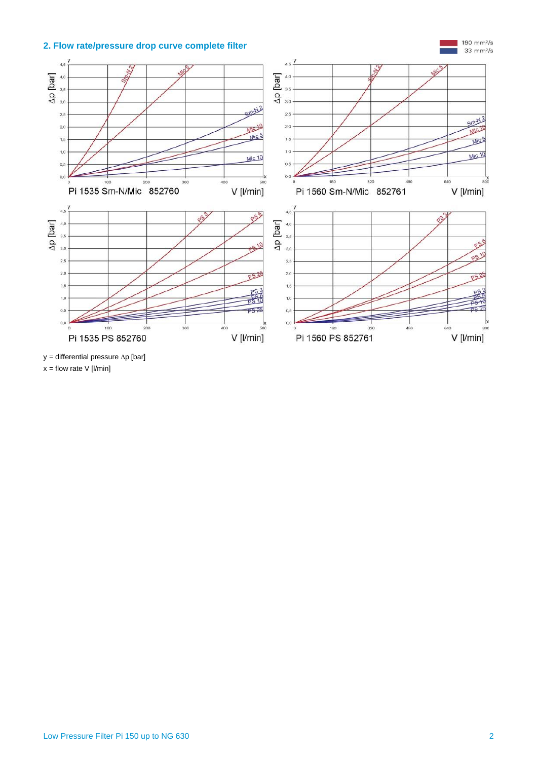## 2. Flow rate/pressure drop curve complete filter

190 mm²/s
33 mm²/s

Pi 1535 Sm-N/Mic 852760

Pi 1560 Sm-N/Mic 852761

Pi 1535 PS 852760

Pi 1560 PS 852761

y = differential pressure Δp [bar]

x = flow rate V [l/min]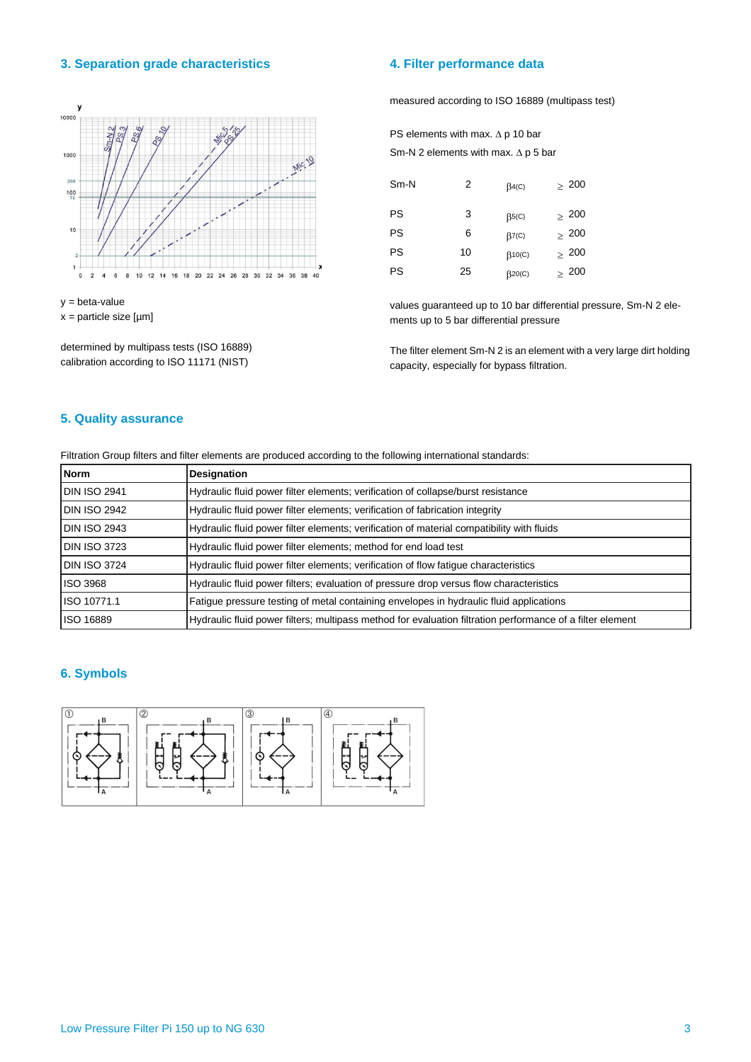## 3. Separation grade characteristics

y = beta-value
x = particle size [µm]

determined by multipass tests (ISO 16889)
calibration according to ISO 11171 (NIST)

## 4. Filter performance data

measured according to ISO 16889 (multipass test)

PS elements with max. Δ p 10 bar
Sm-N 2 elements with max. Δ p 5 bar

| | | | |
|---|---|---|---|
| Sm-N | 2 | $\beta_{4(C)}$ | ≥ 200 |
| PS | 3 | $\beta_{5(C)}$ | ≥ 200 |
| PS | 6 | $\beta_{7(C)}$ | ≥ 200 |
| PS | 10 | $\beta_{10(C)}$ | ≥ 200 |
| PS | 25 | $\beta_{20(C)}$ | ≥ 200 |

values guaranteed up to 10 bar differential pressure, Sm-N 2 elements up to 5 bar differential pressure

The filter element Sm-N 2 is an element with a very large dirt holding capacity, especially for bypass filtration.

## 5. Quality assurance

Filtration Group filters and filter elements are produced according to the following international standards:

| Norm | Designation |
|---|---|
| DIN ISO 2941 | Hydraulic fluid power filter elements; verification of collapse/burst resistance |
| DIN ISO 2942 | Hydraulic fluid power filter elements; verification of fabrication integrity |
| DIN ISO 2943 | Hydraulic fluid power filter elements; verification of material compatibility with fluids |
| DIN ISO 3723 | Hydraulic fluid power filter elements; method for end load test |
| DIN ISO 3724 | Hydraulic fluid power filter elements; verification of flow fatigue characteristics |
| ISO 3968 | Hydraulic fluid power filters; evaluation of pressure drop versus flow characteristics |
| ISO 10771.1 | Fatigue pressure testing of metal containing envelopes in hydraulic fluid applications |
| ISO 16889 | Hydraulic fluid power filters; multipass method for evaluation filtration performance of a filter element |

## 6. Symbols

① ② ③ ④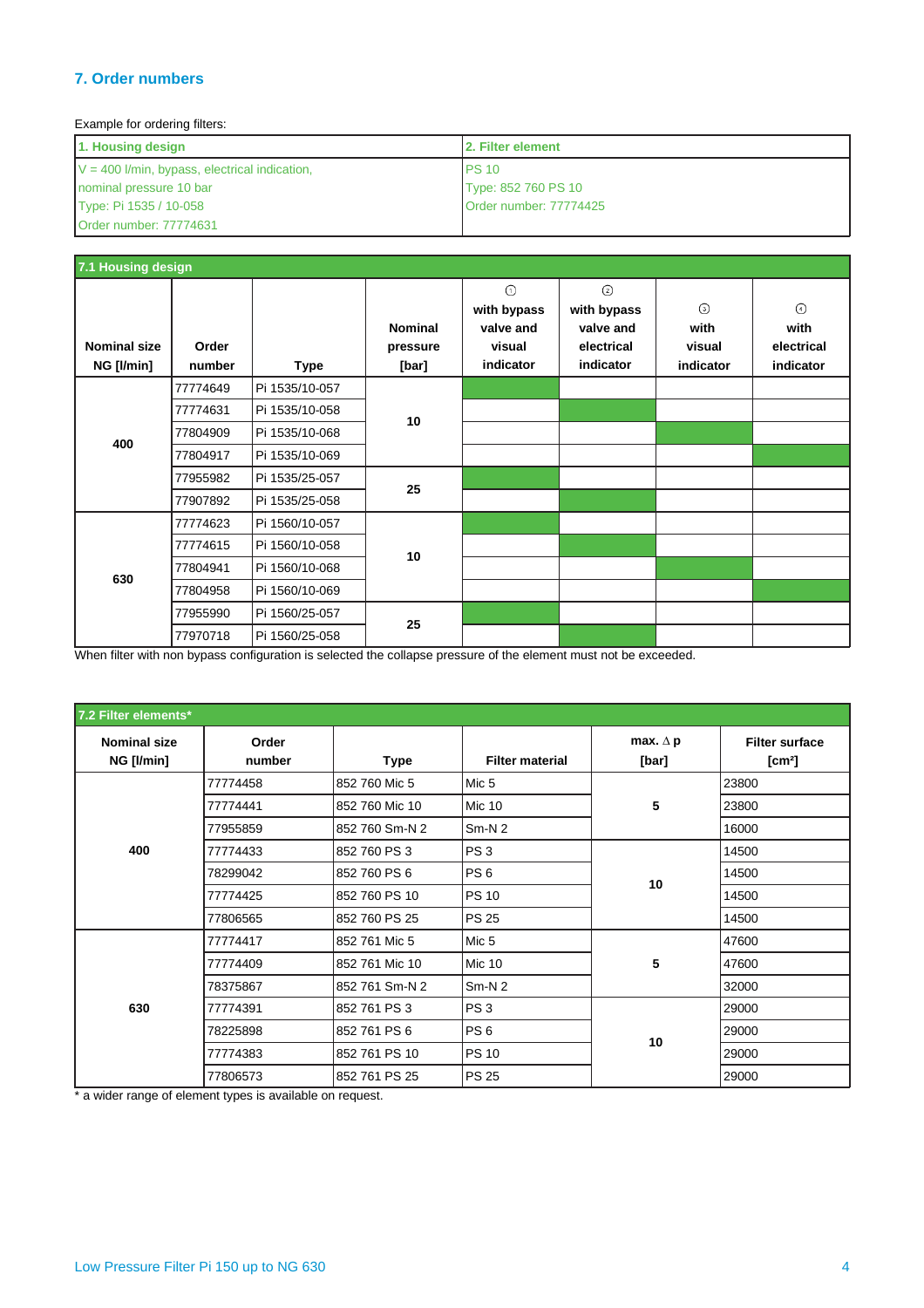## 7. Order numbers

Example for ordering filters:

| 1. Housing design | 2. Filter element |
|---|---|
| V = 400 l/min, bypass, electrical indication,<br>nominal pressure 10 bar<br>Type: Pi 1535 / 10-058<br>Order number: 77774631 | PS 10<br>Type: 852 760 PS 10<br>Order number: 77774425 |

### 7.1 Housing design

| Nominal size NG [l/min] | Order number | Type | Nominal pressure [bar] | ① with bypass valve and visual indicator | ② with bypass valve and electrical indicator | ③ with visual indicator | ④ with electrical indicator |
|---|---|---|---|---|---|---|---|
| 400 | 77774649 | Pi 1535/10-057 | 10 | X | | | |
| | 77774631 | Pi 1535/10-058 | | | X | | |
| | 77804909 | Pi 1535/10-068 | | | | X | |
| | 77804917 | Pi 1535/10-069 | | | | | X |
| | 77955982 | Pi 1535/25-057 | 25 | X | | | |
| | 77907892 | Pi 1535/25-058 | | | X | | |
| 630 | 77774623 | Pi 1560/10-057 | 10 | X | | | |
| | 77774615 | Pi 1560/10-058 | | | X | | |
| | 77804941 | Pi 1560/10-068 | | | | X | |
| | 77804958 | Pi 1560/10-069 | | | | | X |
| | 77955990 | Pi 1560/25-057 | 25 | X | | | |
| | 77970718 | Pi 1560/25-058 | | | X | | |

When filter with non bypass configuration is selected the collapse pressure of the element must not be exceeded.

### 7.2 Filter elements*

| Nominal size NG [l/min] | Order number | Type | Filter material | max. Δ p [bar] | Filter surface [cm²] |
|---|---|---|---|---|---|
| 400 | 77774458 | 852 760 Mic 5 | Mic 5 | 5 | 23800 |
| | 77774441 | 852 760 Mic 10 | Mic 10 | | 23800 |
| | 77955859 | 852 760 Sm-N 2 | Sm-N 2 | | 16000 |
| | 77774433 | 852 760 PS 3 | PS 3 | 10 | 14500 |
| | 78299042 | 852 760 PS 6 | PS 6 | | 14500 |
| | 77774425 | 852 760 PS 10 | PS 10 | | 14500 |
| | 77806565 | 852 760 PS 25 | PS 25 | | 14500 |
| 630 | 77774417 | 852 761 Mic 5 | Mic 5 | 5 | 47600 |
| | 77774409 | 852 761 Mic 10 | Mic 10 | | 47600 |
| | 78375867 | 852 761 Sm-N 2 | Sm-N 2 | | 32000 |
| | 77774391 | 852 761 PS 3 | PS 3 | 10 | 29000 |
| | 78225898 | 852 761 PS 6 | PS 6 | | 29000 |
| | 77774383 | 852 761 PS 10 | PS 10 | | 29000 |
| | 77806573 | 852 761 PS 25 | PS 25 | | 29000 |

* a wider range of element types is available on request.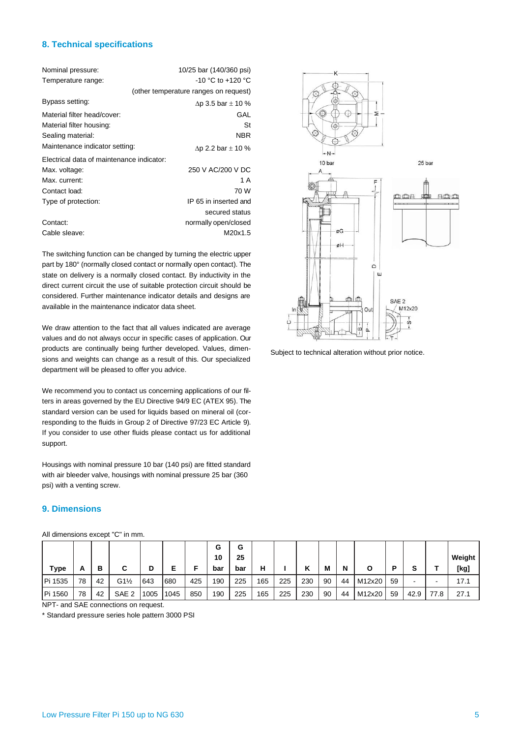## 8. Technical specifications

| | |
|---|---|
| Nominal pressure: | 10/25 bar (140/360 psi) |
| Temperature range: | -10 °C to +120 °C (other temperature ranges on request) |
| Bypass setting: | Δp 3.5 bar ± 10 % |
| Material filter head/cover: | GAL |
| Material filter housing: | St |
| Sealing material: | NBR |
| Maintenance indicator setting: | Δp 2.2 bar ± 10 % |
| Electrical data of maintenance indicator: | |
| Max. voltage: | 250 V AC/200 V DC |
| Max. current: | 1 A |
| Contact load: | 70 W |
| Type of protection: | IP 65 in inserted and secured status |
| Contact: | normally open/closed |
| Cable sleave: | M20x1.5 |

The switching function can be changed by turning the electric upper part by 180° (normally closed contact or normally open contact). The state on delivery is a normally closed contact. By inductivity in the direct current circuit the use of suitable protection circuit should be considered. Further maintenance indicator details and designs are available in the maintenance indicator data sheet.

We draw attention to the fact that all values indicated are average values and do not always occur in specific cases of application. Our products are continually being further developed. Values, dimensions and weights can change as a result of this. Our specialized department will be pleased to offer you advice.

We recommend you to contact us concerning applications of our filters in areas governed by the EU Directive 94/9 EC (ATEX 95). The standard version can be used for liquids based on mineral oil (corresponding to the fluids in Group 2 of Directive 97/23 EC Article 9). If you consider to use other fluids please contact us for additional support.

Housings with nominal pressure 10 bar (140 psi) are fitted standard with air bleeder valve, housings with nominal pressure 25 bar (360 psi) with a venting screw.

Subject to technical alteration without prior notice.

## 9. Dimensions

All dimensions except "C" in mm.

| Type | A | B | C | D | E | F | G 10 bar | G 25 bar | H | I | K | M | N | O | P | S | T | Weight [kg] |
|---|---|---|---|---|---|---|---|---|---|---|---|---|---|---|---|---|---|---|
| Pi 1535 | 78 | 42 | G1½ | 643 | 680 | 425 | 190 | 225 | 165 | 225 | 230 | 90 | 44 | M12x20 | 59 | - | - | 17.1 |
| Pi 1560 | 78 | 42 | SAE 2 | 1005 | 1045 | 850 | 190 | 225 | 165 | 225 | 230 | 90 | 44 | M12x20 | 59 | 42.9 | 77.8 | 27.1 |

NPT- and SAE connections on request.

* Standard pressure series hole pattern 3000 PSI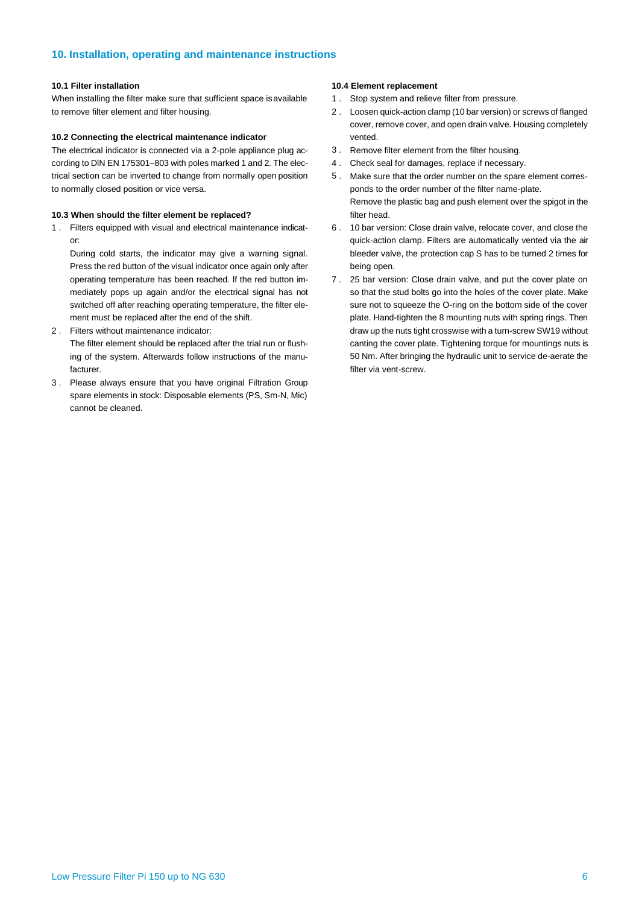## 10. Installation, operating and maintenance instructions

#### 10.1 Filter installation

When installing the filter make sure that sufficient space is available to remove filter element and filter housing.

#### 10.2 Connecting the electrical maintenance indicator

The electrical indicator is connected via a 2-pole appliance plug according to DIN EN 175301–803 with poles marked 1 and 2. The electrical section can be inverted to change from normally open position to normally closed position or vice versa.

#### 10.3 When should the filter element be replaced?

1. Filters equipped with visual and electrical maintenance indicator:

   During cold starts, the indicator may give a warning signal. Press the red button of the visual indicator once again only after operating temperature has been reached. If the red button immediately pops up again and/or the electrical signal has not switched off after reaching operating temperature, the filter element must be replaced after the end of the shift.
2. Filters without maintenance indicator:

   The filter element should be replaced after the trial run or flushing of the system. Afterwards follow instructions of the manufacturer.
3. Please always ensure that you have original Filtration Group spare elements in stock: Disposable elements (PS, Sm-N, Mic) cannot be cleaned.

#### 10.4 Element replacement

1. Stop system and relieve filter from pressure.
2. Loosen quick-action clamp (10 bar version) or screws of flanged cover, remove cover, and open drain valve. Housing completely vented.
3. Remove filter element from the filter housing.
4. Check seal for damages, replace if necessary.
5. Make sure that the order number on the spare element corresponds to the order number of the filter name-plate.
   Remove the plastic bag and push element over the spigot in the filter head.
6. 10 bar version: Close drain valve, relocate cover, and close the quick-action clamp. Filters are automatically vented via the air bleeder valve, the protection cap S has to be turned 2 times for being open.
7. 25 bar version: Close drain valve, and put the cover plate on so that the stud bolts go into the holes of the cover plate. Make sure not to squeeze the O-ring on the bottom side of the cover plate. Hand-tighten the 8 mounting nuts with spring rings. Then draw up the nuts tight crosswise with a turn-screw SW19 without canting the cover plate. Tightening torque for mountings nuts is 50 Nm. After bringing the hydraulic unit to service de-aerate the filter via vent-screw.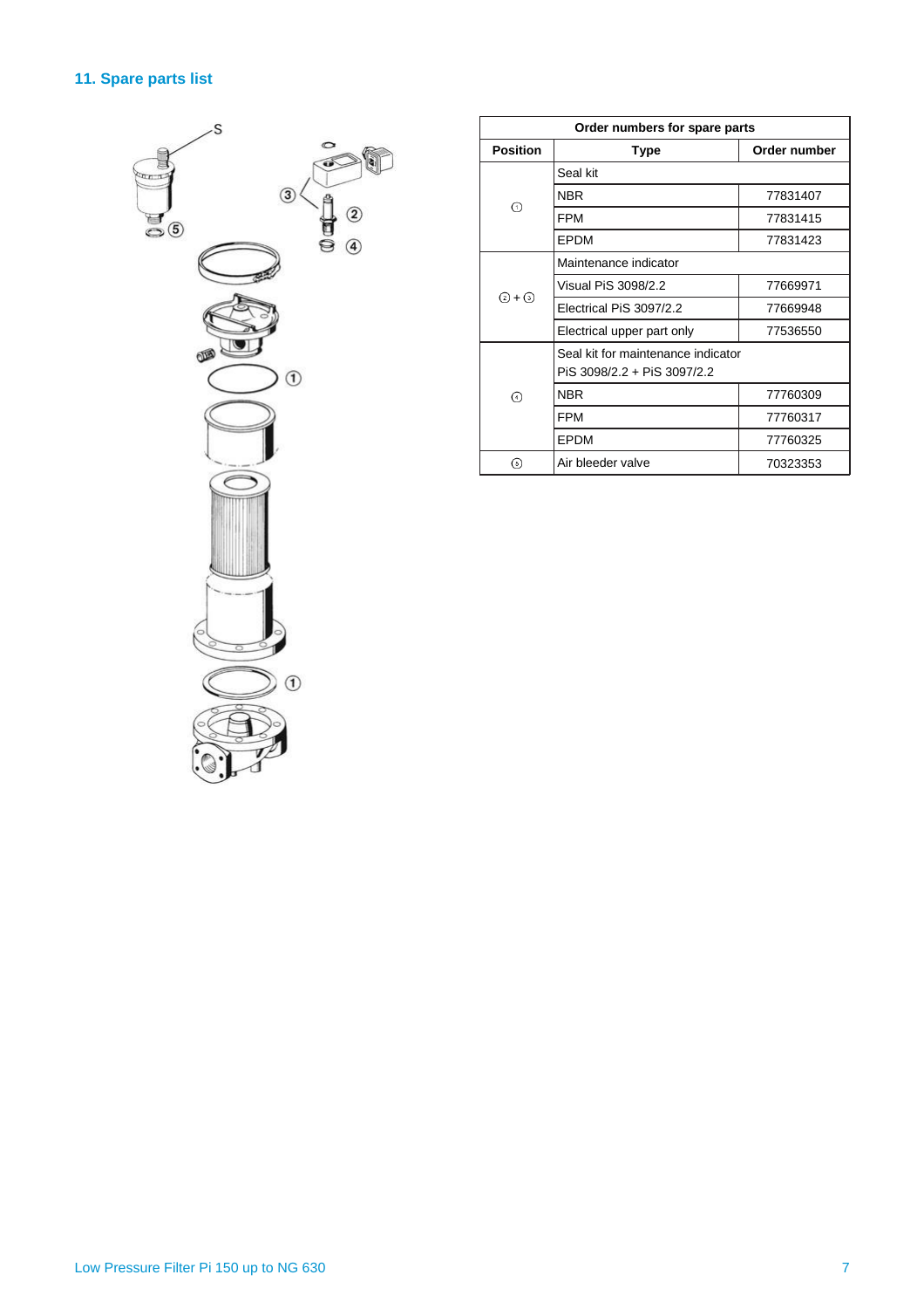## 11. Spare parts list

| Order numbers for spare parts | | |
|---|---|---|
| **Position** | **Type** | **Order number** |
| ① | Seal kit | |
| | NBR | 77831407 |
| | FPM | 77831415 |
| | EPDM | 77831423 |
| ② + ③ | Maintenance indicator | |
| | Visual PiS 3098/2.2 | 77669971 |
| | Electrical PiS 3097/2.2 | 77669948 |
| | Electrical upper part only | 77536550 |
| ④ | Seal kit for maintenance indicator PiS 3098/2.2 + PiS 3097/2.2 | |
| | NBR | 77760309 |
| | FPM | 77760317 |
| | EPDM | 77760325 |
| ⑤ | Air bleeder valve | 70323353 |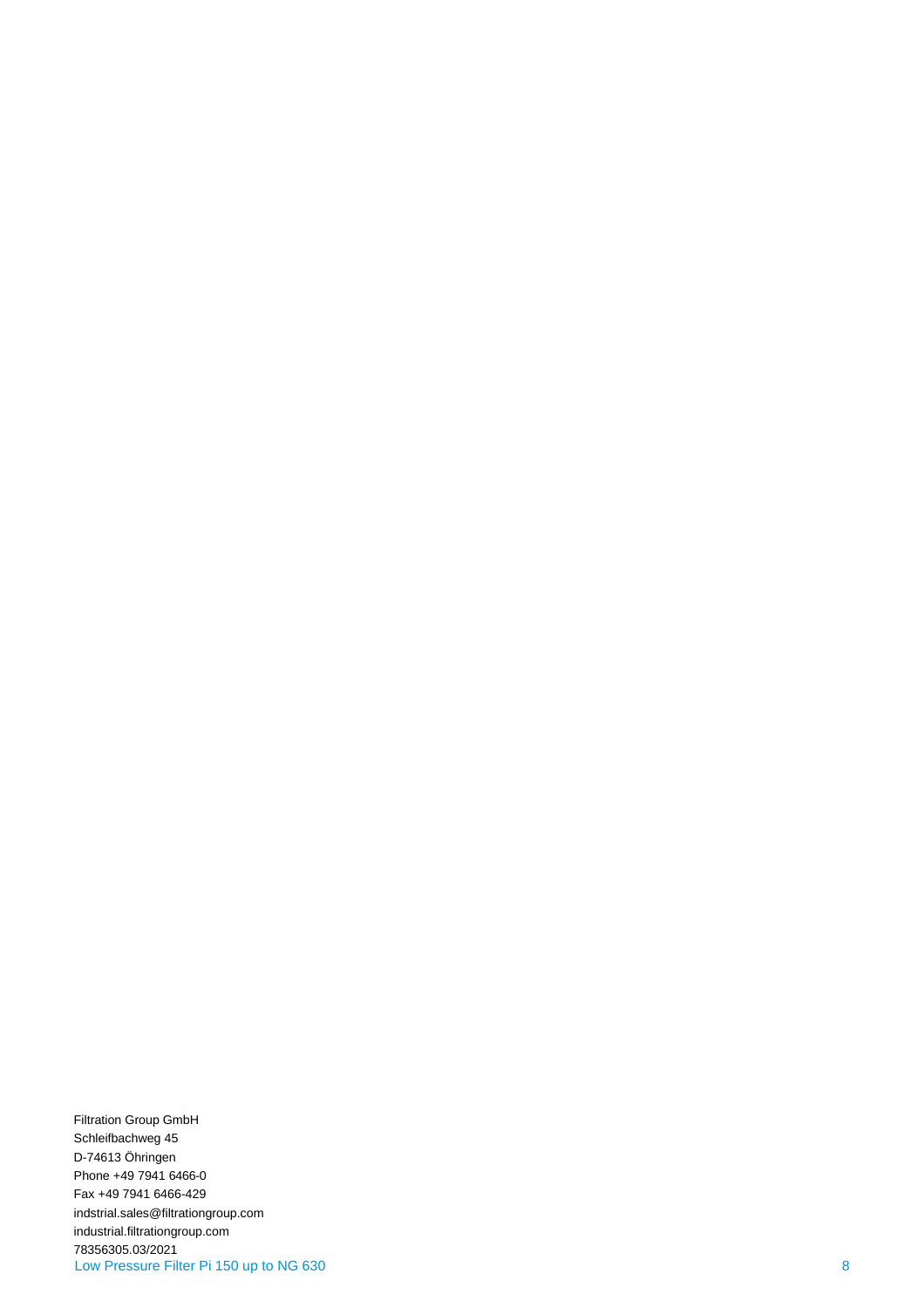Filtration Group GmbH
Schleifbachweg 45
D-74613 Öhringen
Phone +49 7941 6466-0
Fax +49 7941 6466-429
indstrial.sales@filtrationgroup.com
industrial.filtrationgroup.com
78356305.03/2021